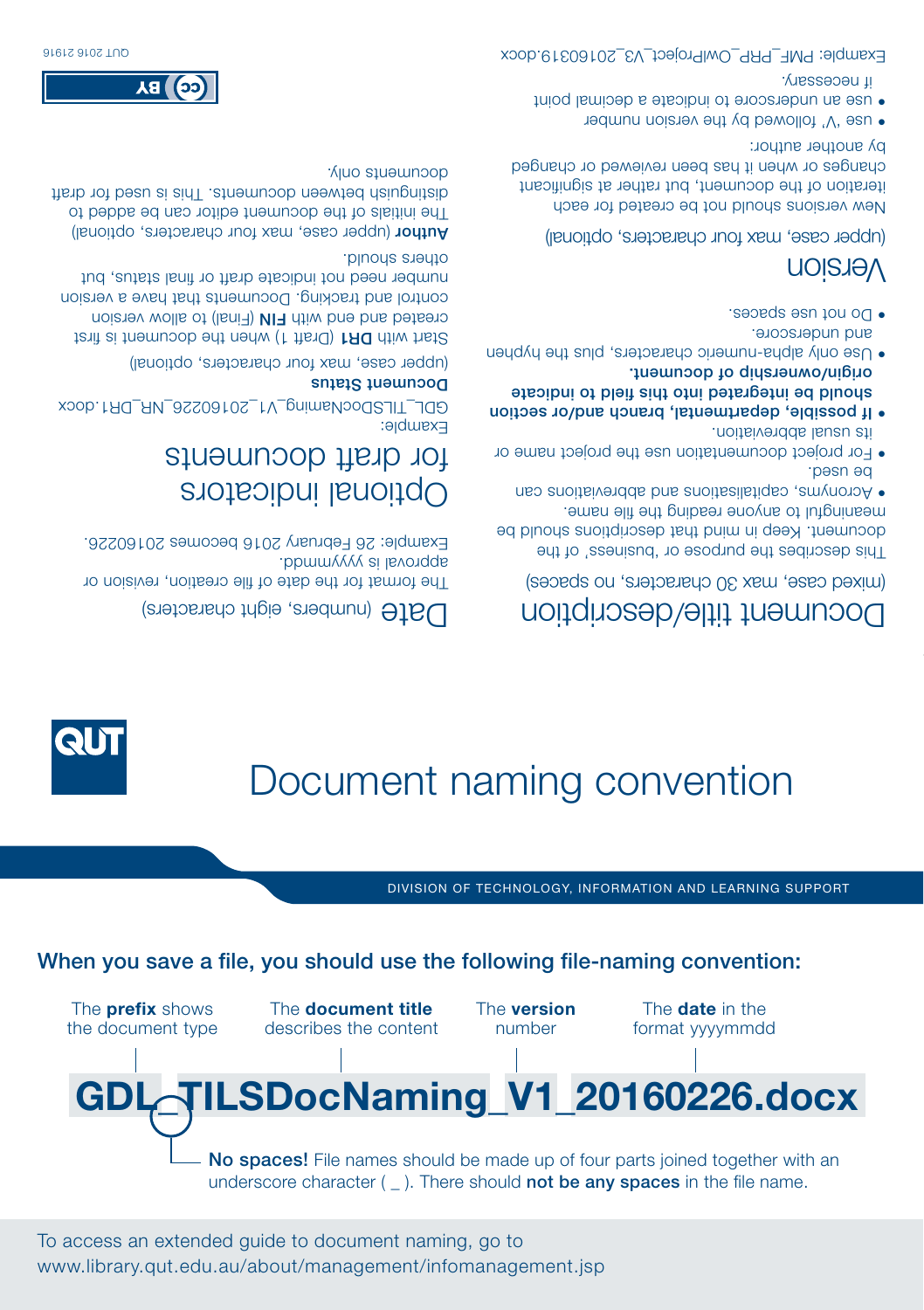DIVISION OF TECHNOLOGY, INFORMATION AND LEARNING SUPPORT

# Document naming convention

## When you save a file, you should use the following file-naming convention:

The **prefix** shows the document type | The **document title** describes the content | The **version** number | The **date** in the format yyyymmdd

**GDL_TILSDocNaming_V1_20160226.docx**

**No spaces!** File names should be made up of four parts joined together with an underscore character ( _ ). There should **not be any spaces** in the file name.

## Document title/description

(mixed case, max 30 characters, no spaces)

This describes the purpose or 'business' of the document. Keep in mind that descriptions should be meaningful to anyone reading the file name.

- Acronyms, capitalisations and abbreviations can be used.
- For project documentation use the project name or its usual abbreviation.
- **If possible, departmental, branch and/or section should be integrated into this field to indicate origin/ownership of document.**
- Use only alpha-numeric characters, plus the hyphen and underscore.
- Do not use spaces.

## Version

(upper case, max four characters, optional)

New versions should not be created for each iteration of the document, but rather at significant changes or when it has been reviewed or changed by another author:

- use 'V' followed by the version number
- use an underscore to indicate a decimal point if necessary.

Example: PMF_PRP_OWProject_V3_20160319.docx

## Date (numbers, eight characters)

The format for the date of file creation, revision or approval is yyyymmdd.

Example: 26 February 2016 becomes 20160226.

## Optional indicators for draft documents

Example:
GDL_TILSDocNaming_V1_20160226_NR_DR1.docx

**Document Status**

(upper case, max four characters, optional)

Start with **DR1** (Draft 1) when the document is first created and end with **FIN** (Final) to allow version control and tracking. Documents that have a version number need not indicate draft or final status, but others should.

**Author** (upper case, max four characters, optional)

The initials of the document editor can be added to distinguish between documents. This is used for draft documents only.

To access an extended guide to document naming, go to www.library.qut.edu.au/about/management/infomanagement.jsp

QUT 2016 21916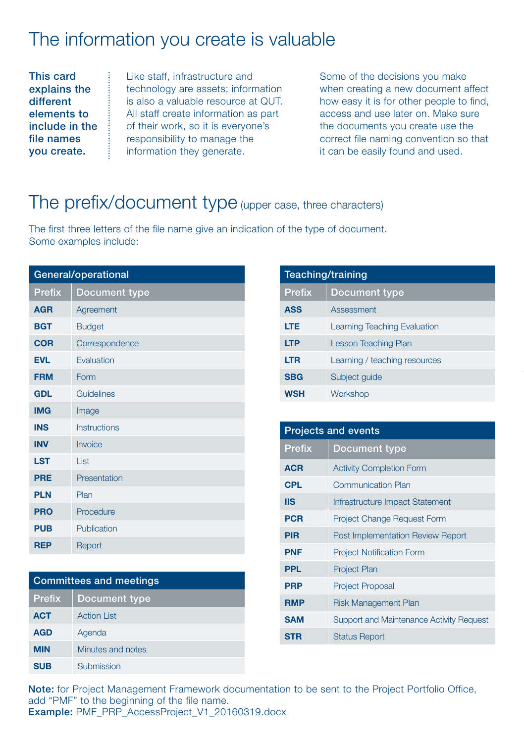# The information you create is valuable

**This card explains the different elements to include in the file names you create.**

Like staff, infrastructure and technology are assets; information is also a valuable resource at QUT. All staff create information as part of their work, so it is everyone's responsibility to manage the information they generate.

Some of the decisions you make when creating a new document affect how easy it is for other people to find, access and use later on. Make sure the documents you create use the correct file naming convention so that it can be easily found and used.

# The prefix/document type (upper case, three characters)

The first three letters of the file name give an indication of the type of document. Some examples include:

**General/operational**

| Prefix | Document type |
|---|---|
| **AGR** | Agreement |
| **BGT** | Budget |
| **COR** | Correspondence |
| **EVL** | Evaluation |
| **FRM** | Form |
| **GDL** | Guidelines |
| **IMG** | Image |
| **INS** | Instructions |
| **INV** | Invoice |
| **LST** | List |
| **PRE** | Presentation |
| **PLN** | Plan |
| **PRO** | Procedure |
| **PUB** | Publication |
| **REP** | Report |

**Committees and meetings**

| Prefix | Document type |
|---|---|
| **ACT** | Action List |
| **AGD** | Agenda |
| **MIN** | Minutes and notes |
| **SUB** | Submission |

**Teaching/training**

| Prefix | Document type |
|---|---|
| **ASS** | Assessment |
| **LTE** | Learning Teaching Evaluation |
| **LTP** | Lesson Teaching Plan |
| **LTR** | Learning / teaching resources |
| **SBG** | Subject guide |
| **WSH** | Workshop |

**Projects and events**

| Prefix | Document type |
|---|---|
| **ACR** | Activity Completion Form |
| **CPL** | Communication Plan |
| **IIS** | Infrastructure Impact Statement |
| **PCR** | Project Change Request Form |
| **PIR** | Post Implementation Review Report |
| **PNF** | Project Notification Form |
| **PPL** | Project Plan |
| **PRP** | Project Proposal |
| **RMP** | Risk Management Plan |
| **SAM** | Support and Maintenance Activity Request |
| **STR** | Status Report |

**Note:** for Project Management Framework documentation to be sent to the Project Portfolio Office, add "PMF" to the beginning of the file name.
**Example:** PMF_PRP_AccessProject_V1_20160319.docx